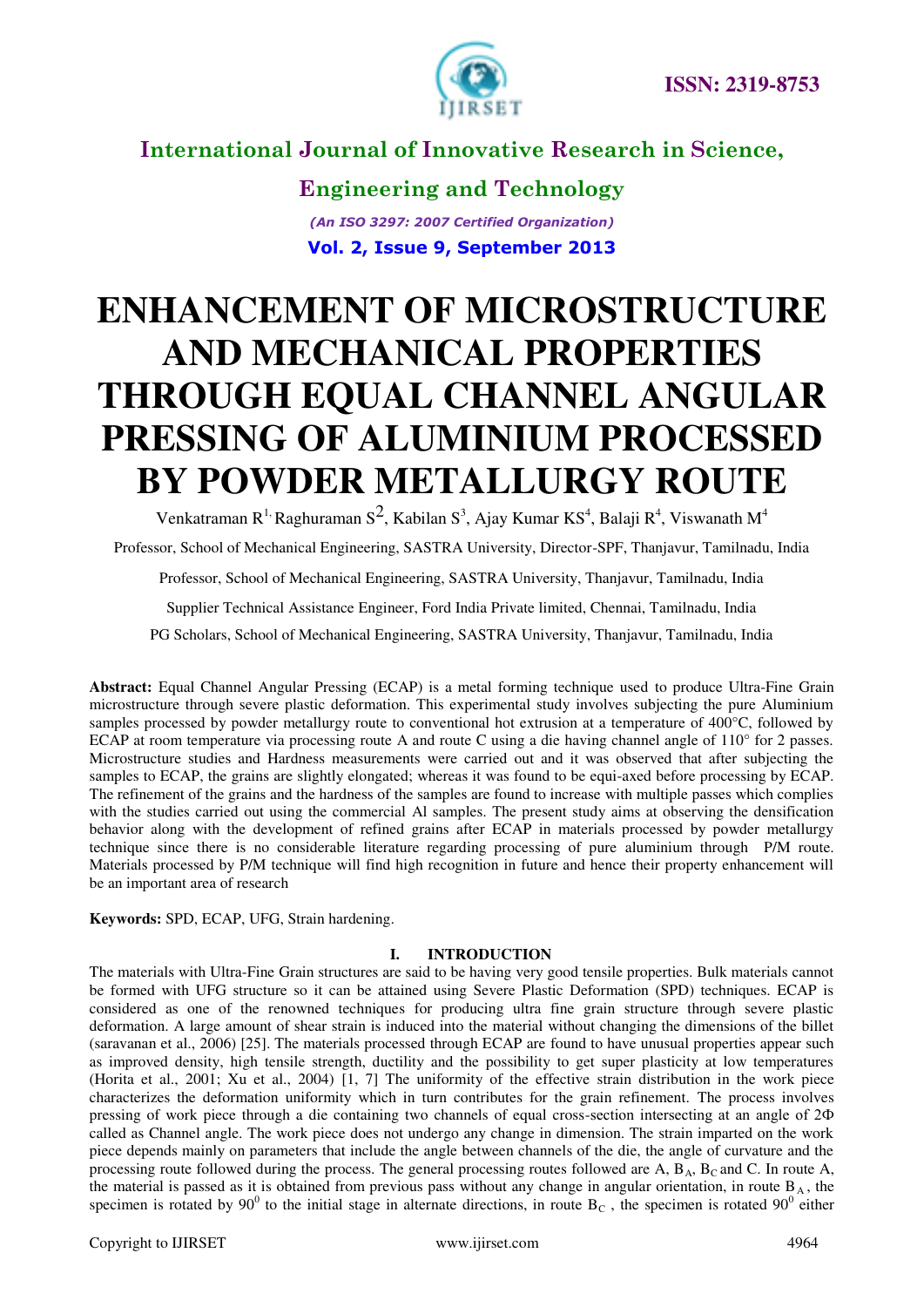# ENHANCEMENT OF MICROSTRUCTURE AND MECHANICAL PROPERTIES THROUGH EQUAL CHANNEL ANGULAR PRESSING OF ALUMINIUM PROCESSED BY POWDER METALLURGY ROUTE

Venkatraman R[1], Raghuraman S[2], Kabilan S[3], Ajay Kumar KS[4], Balaji R[4], Viswanath M[4]

Professor, School of Mechanical Engineering, SASTRA University, Director-SPF, Thanjavur, Tamilnadu, India

Professor, School of Mechanical Engineering, SASTRA University, Thanjavur, Tamilnadu, India

Supplier Technical Assistance Engineer, Ford India Private limited, Chennai, Tamilnadu, India

PG Scholars, School of Mechanical Engineering, SASTRA University, Thanjavur, Tamilnadu, India

**Abstract:** Equal Channel Angular Pressing (ECAP) is a metal forming technique used to produce Ultra-Fine Grain microstructure through severe plastic deformation. This experimental study involves subjecting the pure Aluminium samples processed by powder metallurgy route to conventional hot extrusion at a temperature of 400°C, followed by ECAP at room temperature via processing route A and route C using a die having channel angle of 110° for 2 passes. Microstructure studies and Hardness measurements were carried out and it was observed that after subjecting the samples to ECAP, the grains are slightly elongated; whereas it was found to be equi-axed before processing by ECAP. The refinement of the grains and the hardness of the samples are found to increase with multiple passes which complies with the studies carried out using the commercial Al samples. The present study aims at observing the densification behavior along with the development of refined grains after ECAP in materials processed by powder metallurgy technique since there is no considerable literature regarding processing of pure aluminium through P/M route. Materials processed by P/M technique will find high recognition in future and hence their property enhancement will be an important area of research

**Keywords:** SPD, ECAP, UFG, Strain hardening.

## I. INTRODUCTION

The materials with Ultra-Fine Grain structures are said to be having very good tensile properties. Bulk materials cannot be formed with UFG structure so it can be attained using Severe Plastic Deformation (SPD) techniques. ECAP is considered as one of the renowned techniques for producing ultra fine grain structure through severe plastic deformation. A large amount of shear strain is induced into the material without changing the dimensions of the billet (saravanan et al., 2006) [25]. The materials processed through ECAP are found to have unusual properties appear such as improved density, high tensile strength, ductility and the possibility to get super plasticity at low temperatures (Horita et al., 2001; Xu et al., 2004) [1, 7] The uniformity of the effective strain distribution in the work piece characterizes the deformation uniformity which in turn contributes for the grain refinement. The process involves pressing of work piece through a die containing two channels of equal cross-section intersecting at an angle of $2\Phi$ called as Channel angle. The work piece does not undergo any change in dimension. The strain imparted on the work piece depends mainly on parameters that include the angle between channels of the die, the angle of curvature and the processing route followed during the process. The general processing routes followed are A, $B_A$, $B_C$ and C. In route A, the material is passed as it is obtained from previous pass without any change in angular orientation, in route $B_A$, the specimen is rotated by $90^0$ to the initial stage in alternate directions, in route $B_C$, the specimen is rotated $90^0$ either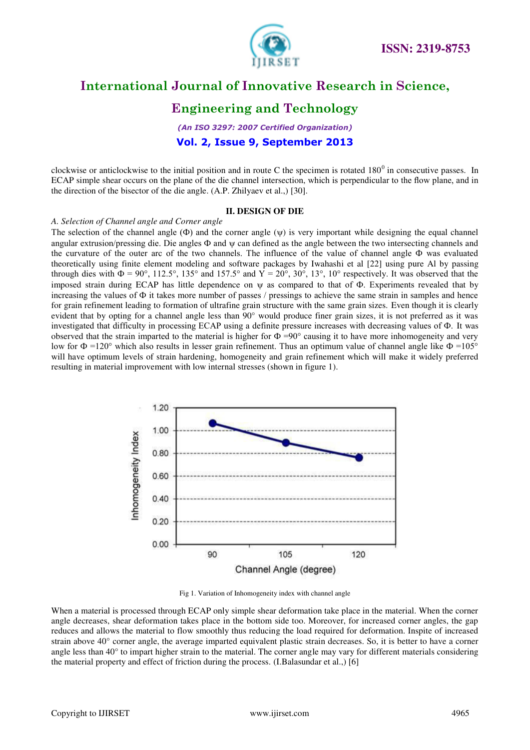clockwise or anticlockwise to the initial position and in route C the specimen is rotated $180^0$ in consecutive passes. In ECAP simple shear occurs on the plane of the die channel intersection, which is perpendicular to the flow plane, and in the direction of the bisector of the die angle. (A.P. Zhilyaev et al.,) [30].

## II. DESIGN OF DIE

### *A. Selection of Channel angle and Corner angle*

The selection of the channel angle (Φ) and the corner angle (ψ) is very important while designing the equal channel angular extrusion/pressing die. Die angles Φ and ψ can defined as the angle between the two intersecting channels and the curvature of the outer arc of the two channels. The influence of the value of channel angle Φ was evaluated theoretically using finite element modeling and software packages by Iwahashi et al [22] using pure Al by passing through dies with Φ = 90°, 112.5°, 135° and 157.5° and Y = 20°, 30°, 13°, 10° respectively. It was observed that the imposed strain during ECAP has little dependence on ψ as compared to that of Φ. Experiments revealed that by increasing the values of Φ it takes more number of passes / pressings to achieve the same strain in samples and hence for grain refinement leading to formation of ultrafine grain structure with the same grain sizes. Even though it is clearly evident that by opting for a channel angle less than 90° would produce finer grain sizes, it is not preferred as it was investigated that difficulty in processing ECAP using a definite pressure increases with decreasing values of Φ. It was observed that the strain imparted to the material is higher for Φ =90° causing it to have more inhomogeneity and very low for Φ =120° which also results in lesser grain refinement. Thus an optimum value of channel angle like Φ =105° will have optimum levels of strain hardening, homogeneity and grain refinement which will make it widely preferred resulting in material improvement with low internal stresses (shown in figure 1).

Fig 1. Variation of Inhomogeneity index with channel angle

When a material is processed through ECAP only simple shear deformation take place in the material. When the corner angle decreases, shear deformation takes place in the bottom side too. Moreover, for increased corner angles, the gap reduces and allows the material to flow smoothly thus reducing the load required for deformation. Inspite of increased strain above 40° corner angle, the average imparted equivalent plastic strain decreases. So, it is better to have a corner angle less than 40° to impart higher strain to the material. The corner angle may vary for different materials considering the material property and effect of friction during the process. (I.Balasundar et al.,) [6]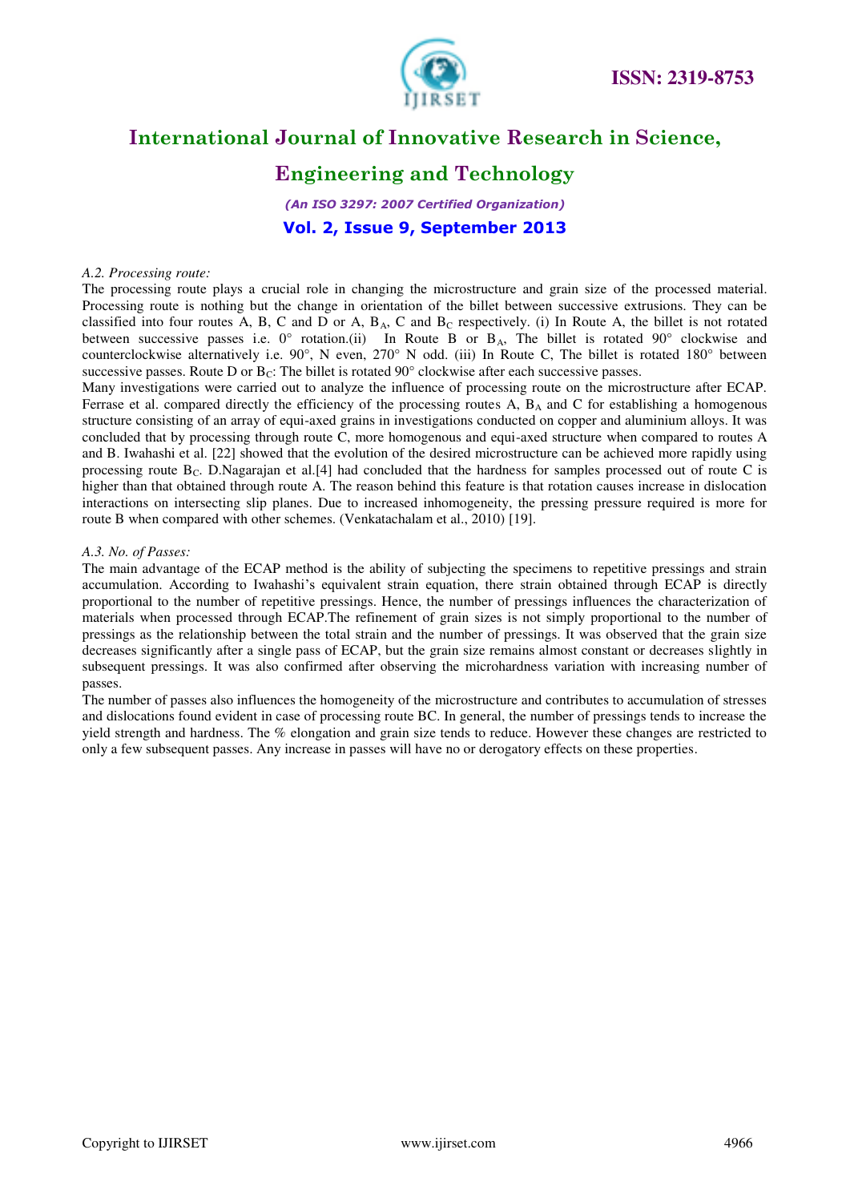*A.2. Processing route:*

The processing route plays a crucial role in changing the microstructure and grain size of the processed material. Processing route is nothing but the change in orientation of the billet between successive extrusions. They can be classified into four routes A, B, C and D or A, $B_A$, C and $B_C$ respectively. (i) In Route A, the billet is not rotated between successive passes i.e. 0° rotation.(ii) In Route B or $B_A$, The billet is rotated 90° clockwise and counterclockwise alternatively i.e. 90°, N even, 270° N odd. (iii) In Route C, The billet is rotated 180° between successive passes. Route D or $B_C$: The billet is rotated 90° clockwise after each successive passes.

Many investigations were carried out to analyze the influence of processing route on the microstructure after ECAP. Ferrase et al. compared directly the efficiency of the processing routes A, $B_A$ and C for establishing a homogenous structure consisting of an array of equi-axed grains in investigations conducted on copper and aluminium alloys. It was concluded that by processing through route C, more homogenous and equi-axed structure when compared to routes A and B. Iwahashi et al. [22] showed that the evolution of the desired microstructure can be achieved more rapidly using processing route $B_C$. D.Nagarajan et al.[4] had concluded that the hardness for samples processed out of route C is higher than that obtained through route A. The reason behind this feature is that rotation causes increase in dislocation interactions on intersecting slip planes. Due to increased inhomogeneity, the pressing pressure required is more for route B when compared with other schemes. (Venkatachalam et al., 2010) [19].

*A.3. No. of Passes:*

The main advantage of the ECAP method is the ability of subjecting the specimens to repetitive pressings and strain accumulation. According to Iwahashi's equivalent strain equation, there strain obtained through ECAP is directly proportional to the number of repetitive pressings. Hence, the number of pressings influences the characterization of materials when processed through ECAP.The refinement of grain sizes is not simply proportional to the number of pressings as the relationship between the total strain and the number of pressings. It was observed that the grain size decreases significantly after a single pass of ECAP, but the grain size remains almost constant or decreases slightly in subsequent pressings. It was also confirmed after observing the microhardness variation with increasing number of passes.

The number of passes also influences the homogeneity of the microstructure and contributes to accumulation of stresses and dislocations found evident in case of processing route BC. In general, the number of pressings tends to increase the yield strength and hardness. The % elongation and grain size tends to reduce. However these changes are restricted to only a few subsequent passes. Any increase in passes will have no or derogatory effects on these properties.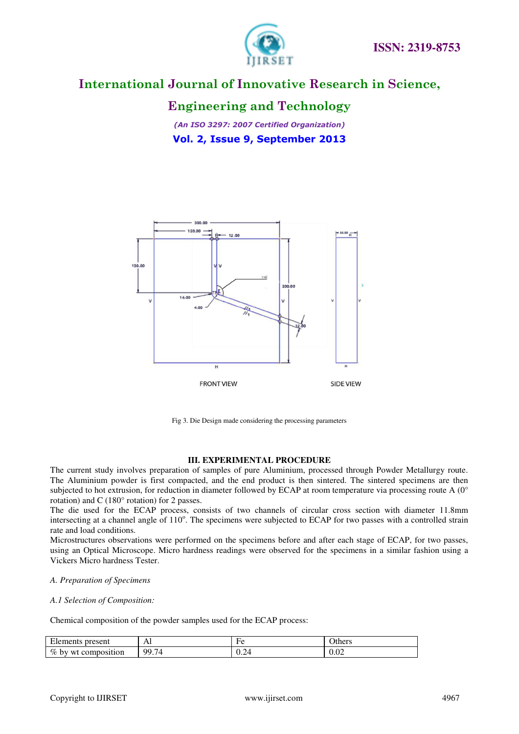Fig 3. Die Design made considering the processing parameters

## III. EXPERIMENTAL PROCEDURE

The current study involves preparation of samples of pure Aluminium, processed through Powder Metallurgy route. The Aluminium powder is first compacted, and the end product is then sintered. The sintered specimens are then subjected to hot extrusion, for reduction in diameter followed by ECAP at room temperature via processing route A (0° rotation) and C (180° rotation) for 2 passes.

The die used for the ECAP process, consists of two channels of circular cross section with diameter 11.8mm intersecting at a channel angle of 110°. The specimens were subjected to ECAP for two passes with a controlled strain rate and load conditions.

Microstructures observations were performed on the specimens before and after each stage of ECAP, for two passes, using an Optical Microscope. Micro hardness readings were observed for the specimens in a similar fashion using a Vickers Micro hardness Tester.

*A. Preparation of Specimens*

*A.1 Selection of Composition:*

Chemical composition of the powder samples used for the ECAP process:

| Elements present | Al | Fe | Others |
|---|---|---|---|
| % by wt composition | 99.74 | 0.24 | 0.02 |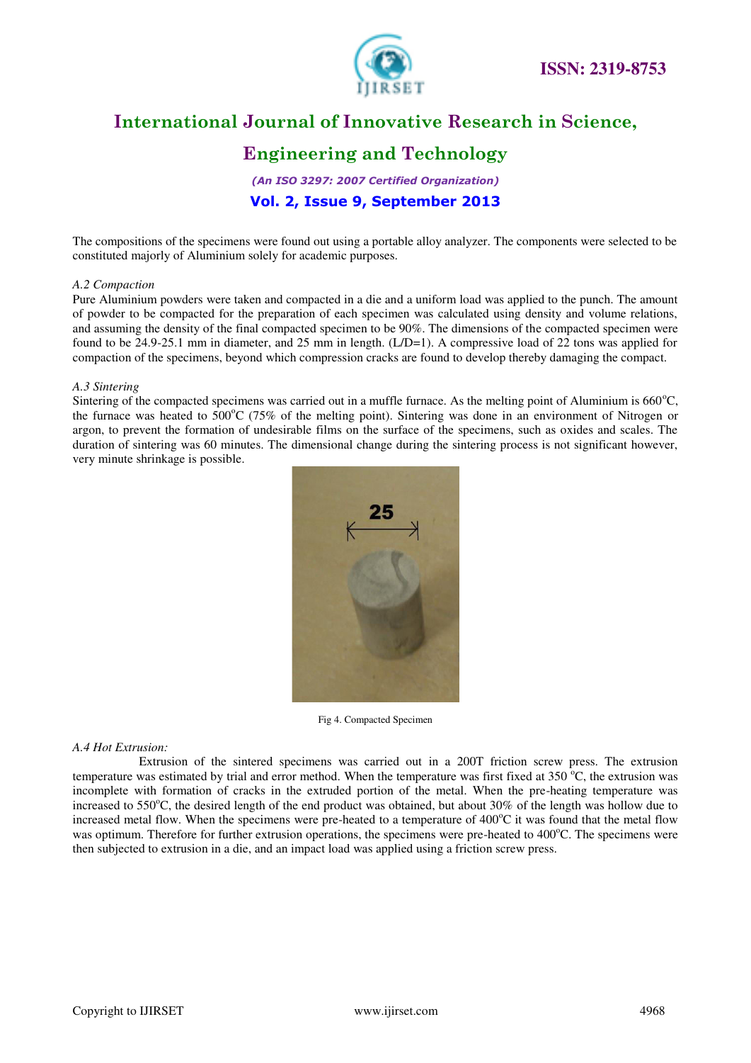The compositions of the specimens were found out using a portable alloy analyzer. The components were selected to be constituted majorly of Aluminium solely for academic purposes.

*A.2 Compaction*

Pure Aluminium powders were taken and compacted in a die and a uniform load was applied to the punch. The amount of powder to be compacted for the preparation of each specimen was calculated using density and volume relations, and assuming the density of the final compacted specimen to be 90%. The dimensions of the compacted specimen were found to be 24.9-25.1 mm in diameter, and 25 mm in length. (L/D=1). A compressive load of 22 tons was applied for compaction of the specimens, beyond which compression cracks are found to develop thereby damaging the compact.

*A.3 Sintering*

Sintering of the compacted specimens was carried out in a muffle furnace. As the melting point of Aluminium is 660$^{o}$C, the furnace was heated to 500$^{o}$C (75% of the melting point). Sintering was done in an environment of Nitrogen or argon, to prevent the formation of undesirable films on the surface of the specimens, such as oxides and scales. The duration of sintering was 60 minutes. The dimensional change during the sintering process is not significant however, very minute shrinkage is possible.

Fig 4. Compacted Specimen

*A.4 Hot Extrusion:*

Extrusion of the sintered specimens was carried out in a 200T friction screw press. The extrusion temperature was estimated by trial and error method. When the temperature was first fixed at 350 $^{o}$C, the extrusion was incomplete with formation of cracks in the extruded portion of the metal. When the pre-heating temperature was increased to 550$^{o}$C, the desired length of the end product was obtained, but about 30% of the length was hollow due to increased metal flow. When the specimens were pre-heated to a temperature of 400$^{o}$C it was found that the metal flow was optimum. Therefore for further extrusion operations, the specimens were pre-heated to 400$^{o}$C. The specimens were then subjected to extrusion in a die, and an impact load was applied using a friction screw press.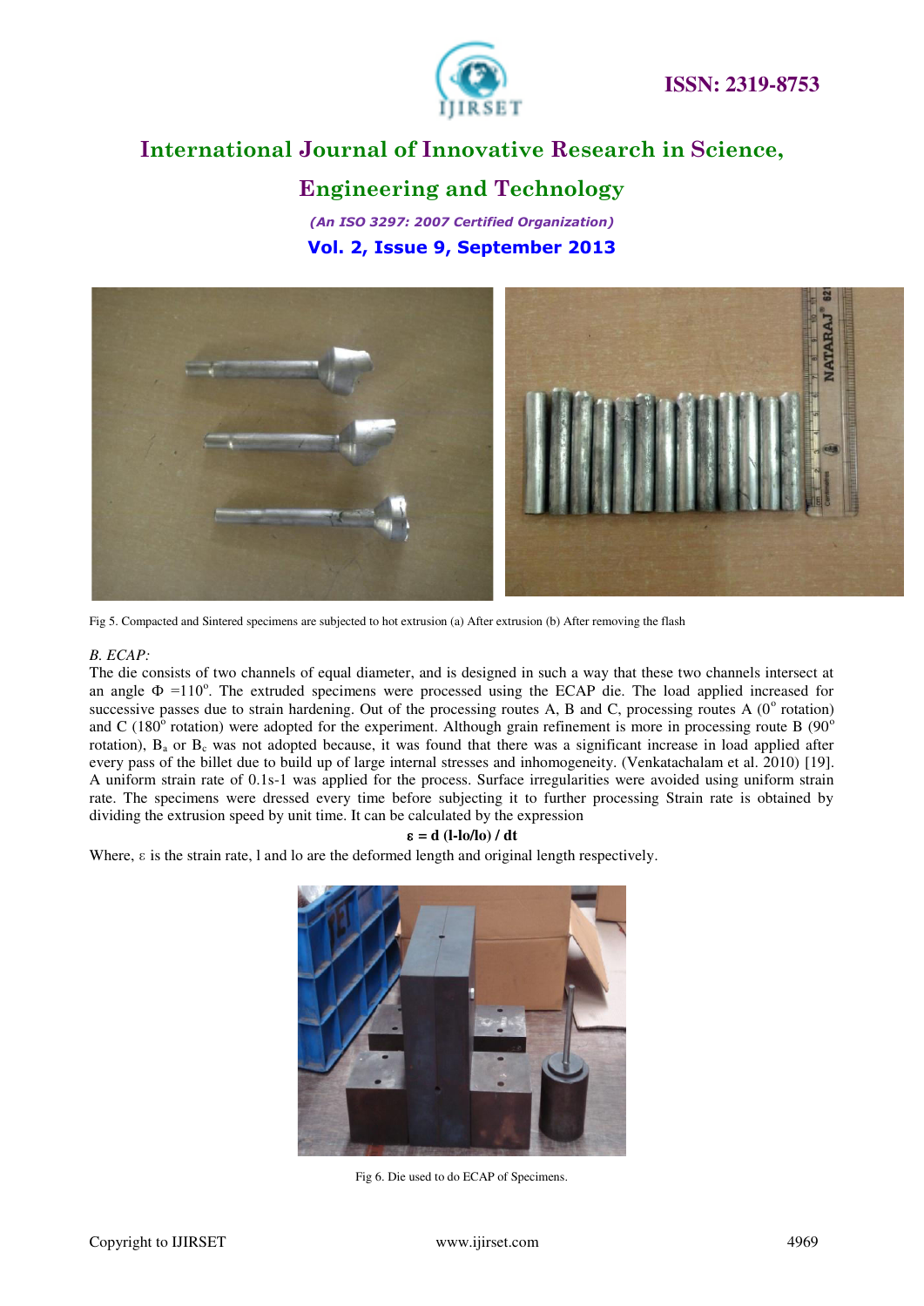Fig 5. Compacted and Sintered specimens are subjected to hot extrusion (a) After extrusion (b) After removing the flash

### *B. ECAP:*

The die consists of two channels of equal diameter, and is designed in such a way that these two channels intersect at an angle $\Phi = 110^o$. The extruded specimens were processed using the ECAP die. The load applied increased for successive passes due to strain hardening. Out of the processing routes A, B and C, processing routes A ($0^o$ rotation) and C ($180^o$ rotation) were adopted for the experiment. Although grain refinement is more in processing route B ($90^o$ rotation), $B_a$ or $B_c$ was not adopted because, it was found that there was a significant increase in load applied after every pass of the billet due to build up of large internal stresses and inhomogeneity. (Venkatachalam et al. 2010) [19]. A uniform strain rate of 0.1s-1 was applied for the process. Surface irregularities were avoided using uniform strain rate. The specimens were dressed every time before subjecting it to further processing Strain rate is obtained by dividing the extrusion speed by unit time. It can be calculated by the expression

$$\varepsilon = d\,(l - l_o/l_o) / dt$$

Where, $\varepsilon$ is the strain rate, l and lo are the deformed length and original length respectively.

Fig 6. Die used to do ECAP of Specimens.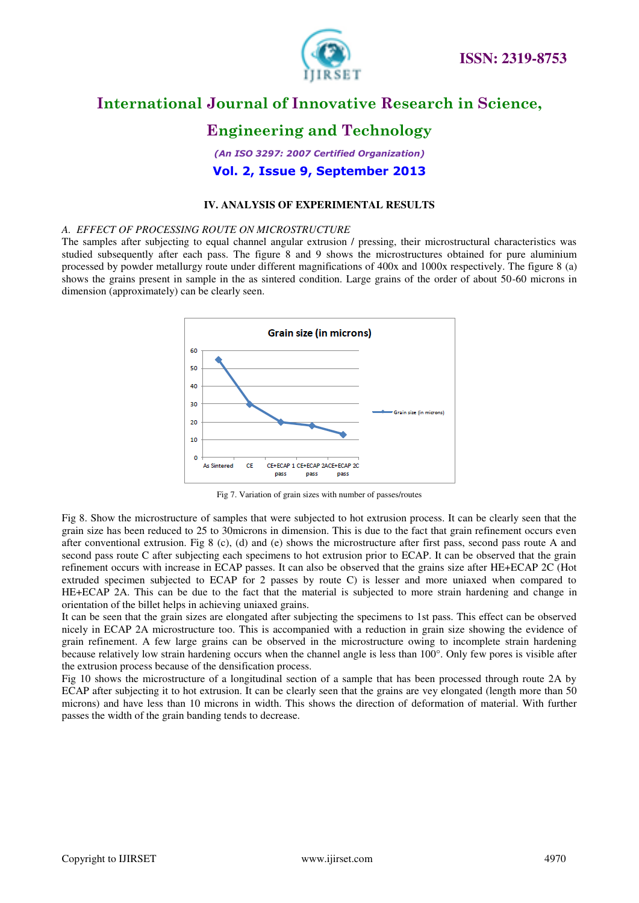## IV. ANALYSIS OF EXPERIMENTAL RESULTS

### *A. EFFECT OF PROCESSING ROUTE ON MICROSTRUCTURE*

The samples after subjecting to equal channel angular extrusion / pressing, their microstructural characteristics was studied subsequently after each pass. The figure 8 and 9 shows the microstructures obtained for pure aluminium processed by powder metallurgy route under different magnifications of 400x and 1000x respectively. The figure 8 (a) shows the grains present in sample in the as sintered condition. Large grains of the order of about 50-60 microns in dimension (approximately) can be clearly seen.

Fig 7. Variation of grain sizes with number of passes/routes

Fig 8. Show the microstructure of samples that were subjected to hot extrusion process. It can be clearly seen that the grain size has been reduced to 25 to 30microns in dimension. This is due to the fact that grain refinement occurs even after conventional extrusion. Fig 8 (c), (d) and (e) shows the microstructure after first pass, second pass route A and second pass route C after subjecting each specimens to hot extrusion prior to ECAP. It can be observed that the grain refinement occurs with increase in ECAP passes. It can also be observed that the grains size after HE+ECAP 2C (Hot extruded specimen subjected to ECAP for 2 passes by route C) is lesser and more uniaxed when compared to HE+ECAP 2A. This can be due to the fact that the material is subjected to more strain hardening and change in orientation of the billet helps in achieving uniaxed grains.

It can be seen that the grain sizes are elongated after subjecting the specimens to 1st pass. This effect can be observed nicely in ECAP 2A microstructure too. This is accompanied with a reduction in grain size showing the evidence of grain refinement. A few large grains can be observed in the microstructure owing to incomplete strain hardening because relatively low strain hardening occurs when the channel angle is less than 100°. Only few pores is visible after the extrusion process because of the densification process.

Fig 10 shows the microstructure of a longitudinal section of a sample that has been processed through route 2A by ECAP after subjecting it to hot extrusion. It can be clearly seen that the grains are vey elongated (length more than 50 microns) and have less than 10 microns in width. This shows the direction of deformation of material. With further passes the width of the grain banding tends to decrease.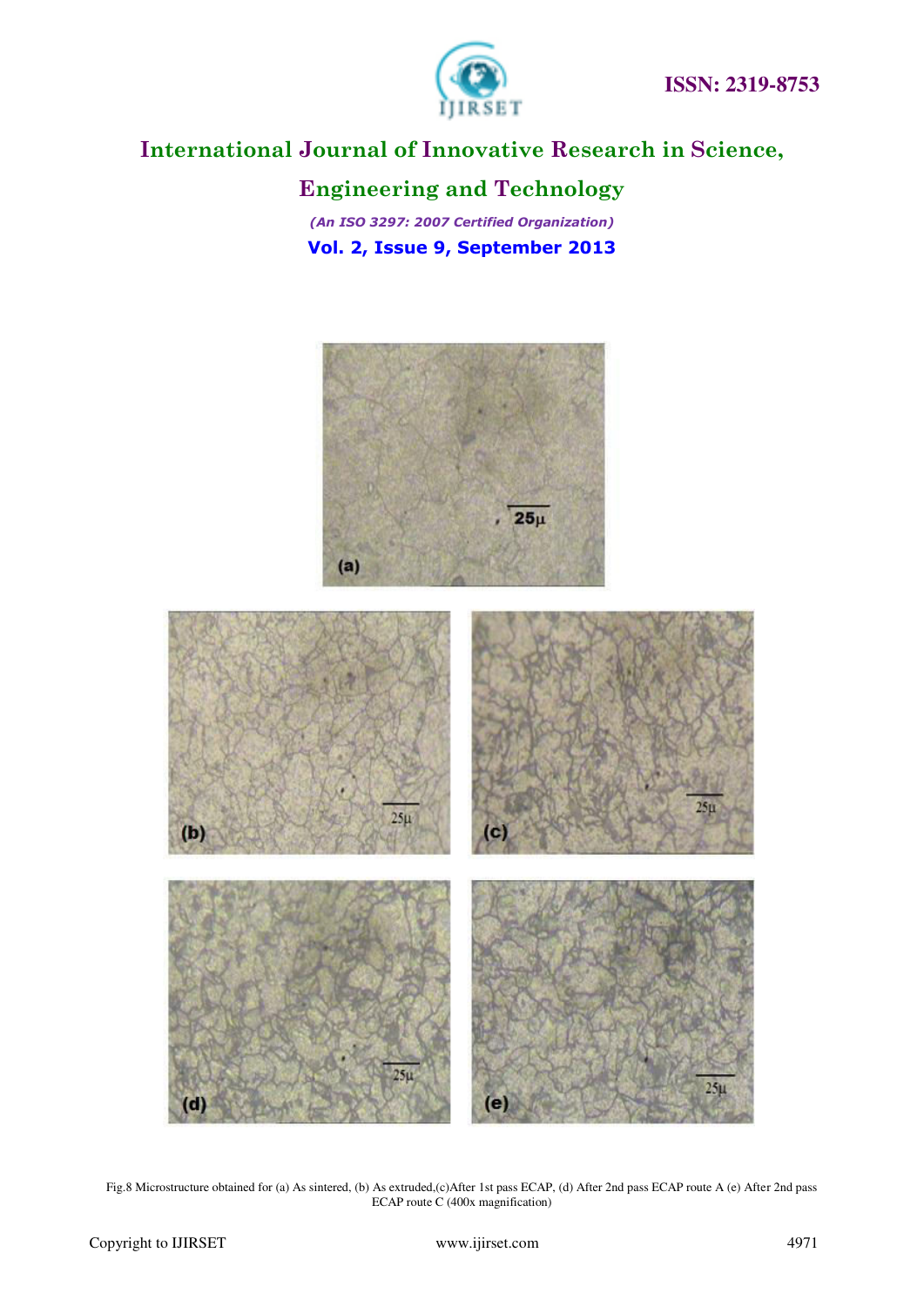Fig.8 Microstructure obtained for (a) As sintered, (b) As extruded,(c)After 1st pass ECAP, (d) After 2nd pass ECAP route A (e) After 2nd pass ECAP route C (400x magnification)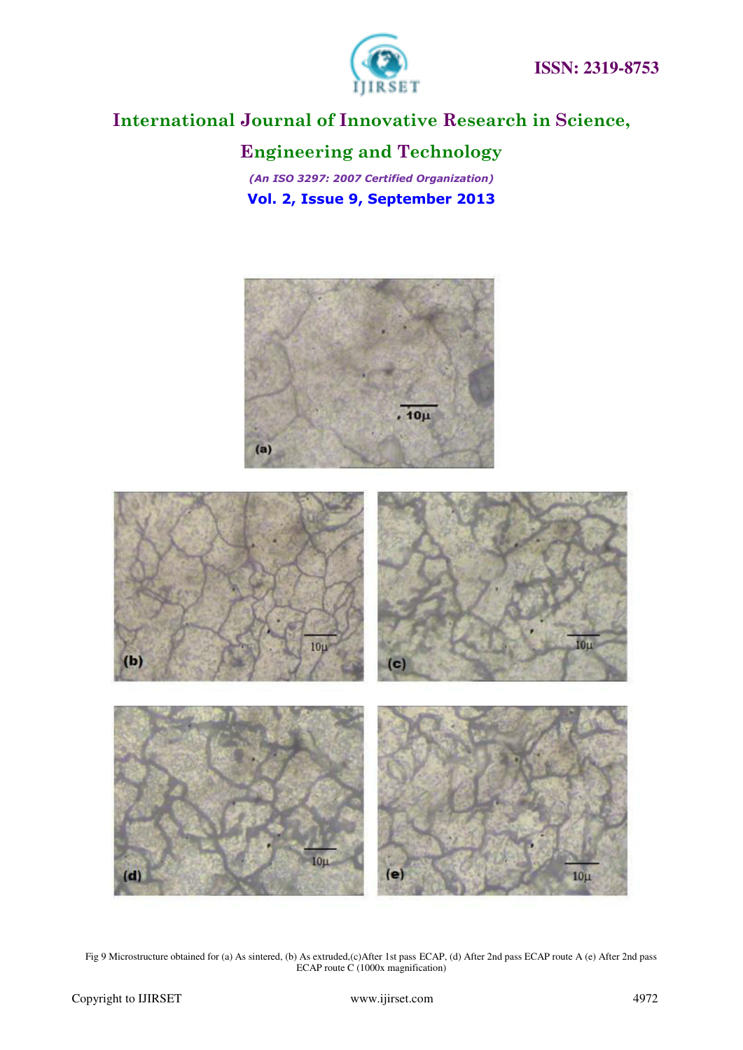Fig 9 Microstructure obtained for (a) As sintered, (b) As extruded,(c)After 1st pass ECAP, (d) After 2nd pass ECAP route A (e) After 2nd pass ECAP route C (1000x magnification)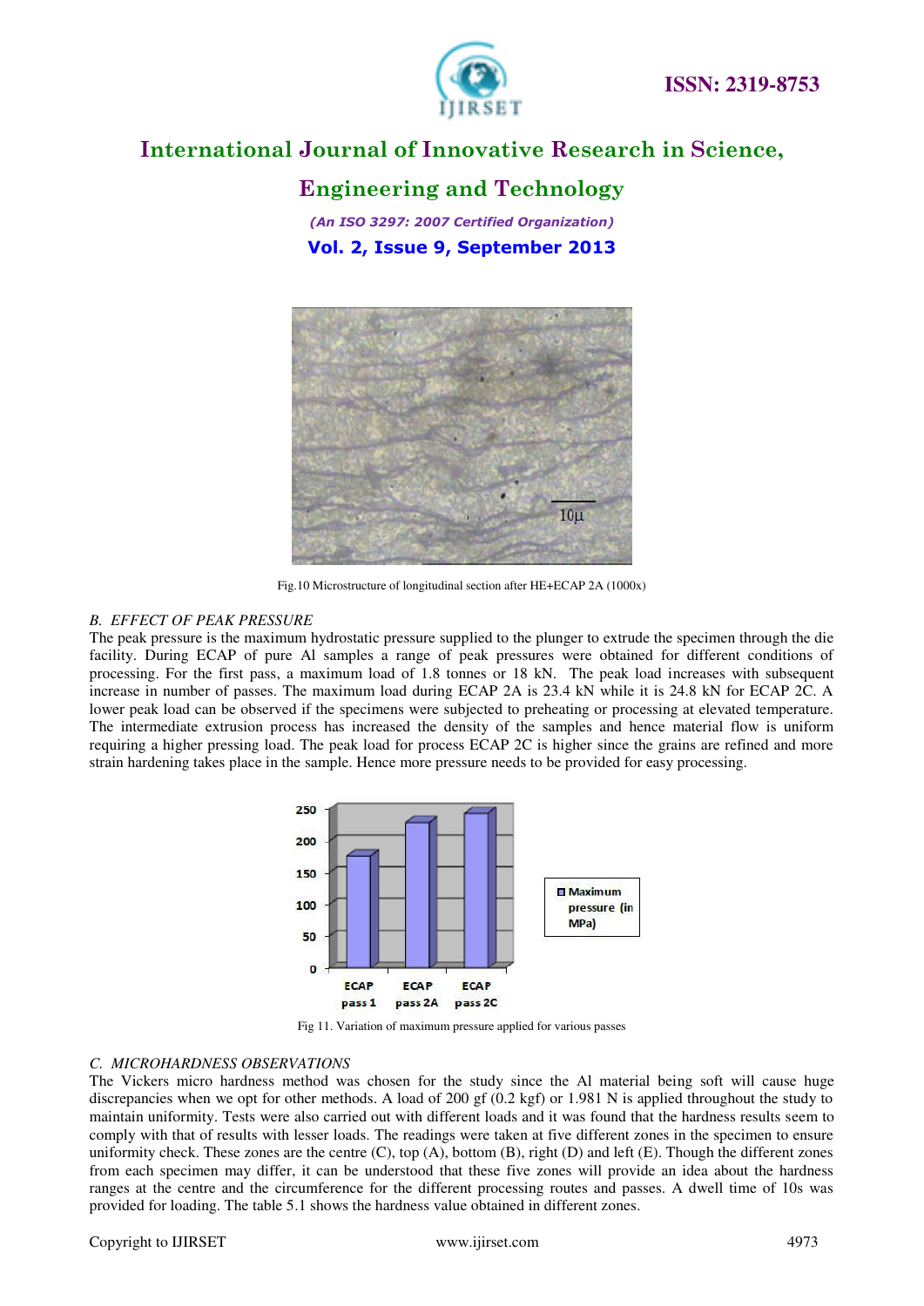Fig.10 Microstructure of longitudinal section after HE+ECAP 2A (1000x)

### B. EFFECT OF PEAK PRESSURE

The peak pressure is the maximum hydrostatic pressure supplied to the plunger to extrude the specimen through the die facility. During ECAP of pure Al samples a range of peak pressures were obtained for different conditions of processing. For the first pass, a maximum load of 1.8 tonnes or 18 kN. The peak load increases with subsequent increase in number of passes. The maximum load during ECAP 2A is 23.4 kN while it is 24.8 kN for ECAP 2C. A lower peak load can be observed if the specimens were subjected to preheating or processing at elevated temperature. The intermediate extrusion process has increased the density of the samples and hence material flow is uniform requiring a higher pressing load. The peak load for process ECAP 2C is higher since the grains are refined and more strain hardening takes place in the sample. Hence more pressure needs to be provided for easy processing.

Fig 11. Variation of maximum pressure applied for various passes

### C. MICROHARDNESS OBSERVATIONS

The Vickers micro hardness method was chosen for the study since the Al material being soft will cause huge discrepancies when we opt for other methods. A load of 200 gf (0.2 kgf) or 1.981 N is applied throughout the study to maintain uniformity. Tests were also carried out with different loads and it was found that the hardness results seem to comply with that of results with lesser loads. The readings were taken at five different zones in the specimen to ensure uniformity check. These zones are the centre (C), top (A), bottom (B), right (D) and left (E). Though the different zones from each specimen may differ, it can be understood that these five zones will provide an idea about the hardness ranges at the centre and the circumference for the different processing routes and passes. A dwell time of 10s was provided for loading. The table 5.1 shows the hardness value obtained in different zones.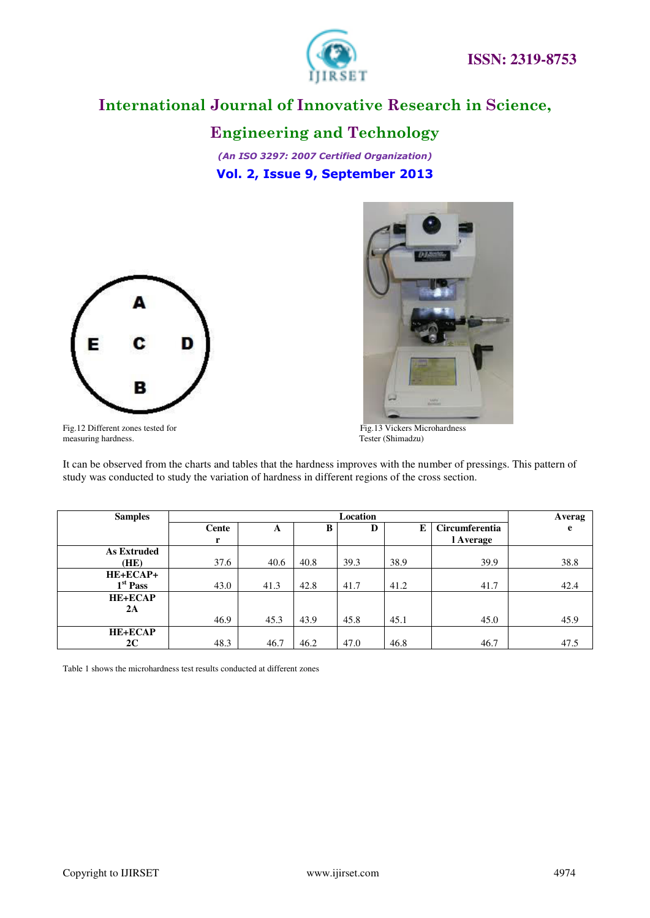Fig.12 Different zones tested for measuring hardness.

Fig.13 Vickers Microhardness Tester (Shimadzu)

It can be observed from the charts and tables that the hardness improves with the number of pressings. This pattern of study was conducted to study the variation of hardness in different regions of the cross section.

| Samples | Location | | | | | | Average |
|---|---|---|---|---|---|---|---|
| | Center | A | B | D | E | Circumferential Average | |
| As Extruded (HE) | 37.6 | 40.6 | 40.8 | 39.3 | 38.9 | 39.9 | 38.8 |
| HE+ECAP+ 1st Pass | 43.0 | 41.3 | 42.8 | 41.7 | 41.2 | 41.7 | 42.4 |
| HE+ECAP 2A | 46.9 | 45.3 | 43.9 | 45.8 | 45.1 | 45.0 | 45.9 |
| HE+ECAP 2C | 48.3 | 46.7 | 46.2 | 47.0 | 46.8 | 46.7 | 47.5 |

Table 1 shows the microhardness test results conducted at different zones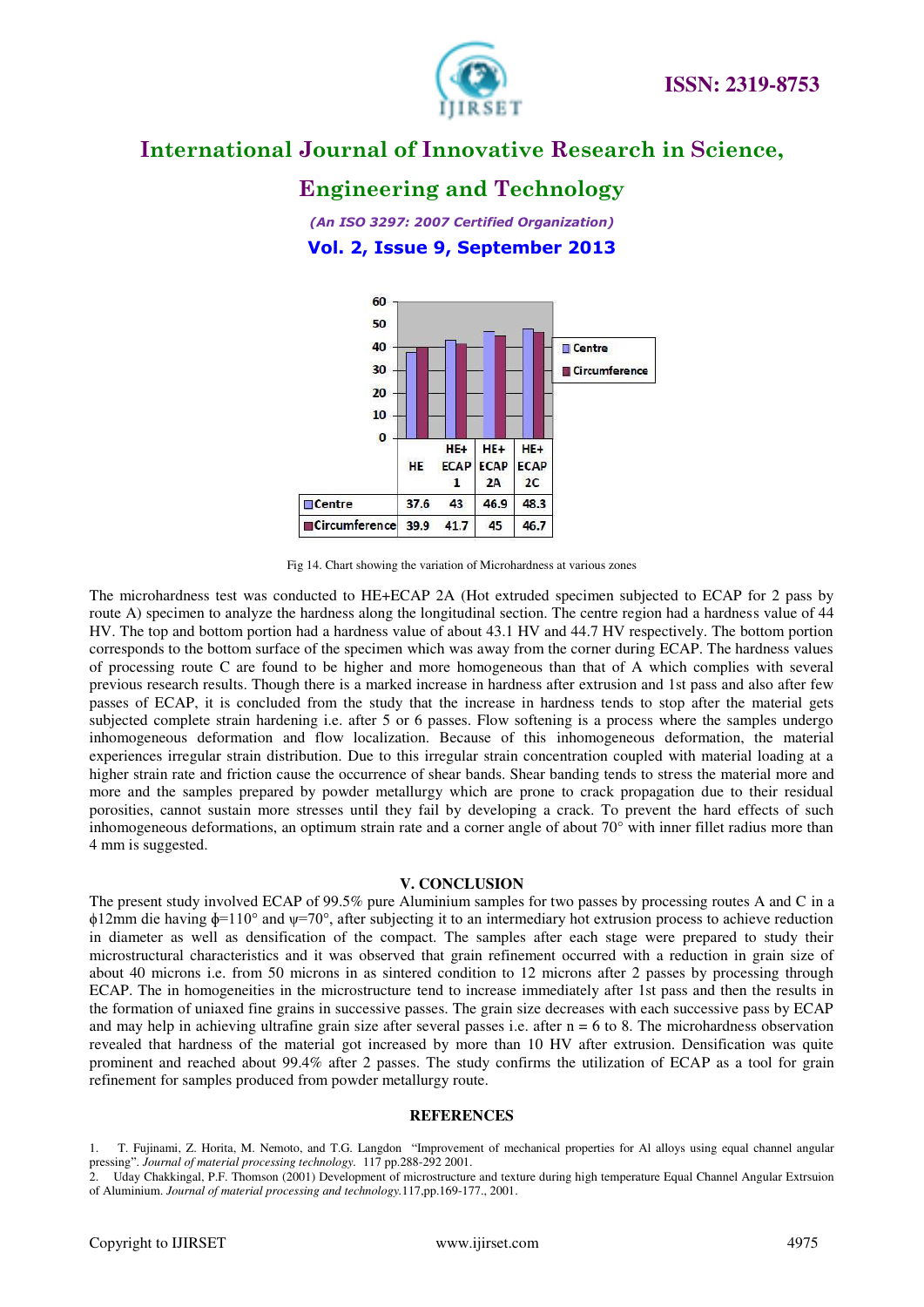| | HE | HE+ ECAP 1 | HE+ ECAP 2A | HE+ ECAP 2C |
|---|---|---|---|---|
| Centre | 37.6 | 43 | 46.9 | 48.3 |
| Circumference | 39.9 | 41.7 | 45 | 46.7 |

Fig 14. Chart showing the variation of Microhardness at various zones

The microhardness test was conducted to HE+ECAP 2A (Hot extruded specimen subjected to ECAP for 2 pass by route A) specimen to analyze the hardness along the longitudinal section. The centre region had a hardness value of 44 HV. The top and bottom portion had a hardness value of about 43.1 HV and 44.7 HV respectively. The bottom portion corresponds to the bottom surface of the specimen which was away from the corner during ECAP. The hardness values of processing route C are found to be higher and more homogeneous than that of A which complies with several previous research results. Though there is a marked increase in hardness after extrusion and 1st pass and also after few passes of ECAP, it is concluded from the study that the increase in hardness tends to stop after the material gets subjected complete strain hardening i.e. after 5 or 6 passes. Flow softening is a process where the samples undergo inhomogeneous deformation and flow localization. Because of this inhomogeneous deformation, the material experiences irregular strain distribution. Due to this irregular strain concentration coupled with material loading at a higher strain rate and friction cause the occurrence of shear bands. Shear banding tends to stress the material more and more and the samples prepared by powder metallurgy which are prone to crack propagation due to their residual porosities, cannot sustain more stresses until they fail by developing a crack. To prevent the hard effects of such inhomogeneous deformations, an optimum strain rate and a corner angle of about 70° with inner fillet radius more than 4 mm is suggested.

## V. CONCLUSION

The present study involved ECAP of 99.5% pure Aluminium samples for two passes by processing routes A and C in a $\phi$12mm die having $\phi$=110° and $\psi$=70°, after subjecting it to an intermediary hot extrusion process to achieve reduction in diameter as well as densification of the compact. The samples after each stage were prepared to study their microstructural characteristics and it was observed that grain refinement occurred with a reduction in grain size of about 40 microns i.e. from 50 microns in as sintered condition to 12 microns after 2 passes by processing through ECAP. The in homogeneities in the microstructure tend to increase immediately after 1st pass and then the results in the formation of uniaxed fine grains in successive passes. The grain size decreases with each successive pass by ECAP and may help in achieving ultrafine grain size after several passes i.e. after n = 6 to 8. The microhardness observation revealed that hardness of the material got increased by more than 10 HV after extrusion. Densification was quite prominent and reached about 99.4% after 2 passes. The study confirms the utilization of ECAP as a tool for grain refinement for samples produced from powder metallurgy route.

## REFERENCES

1. T. Fujinami, Z. Horita, M. Nemoto, and T.G. Langdon "Improvement of mechanical properties for Al alloys using equal channel angular pressing". *Journal of material processing technology.* 117 pp.288-292 2001.
2. Uday Chakkingal, P.F. Thomson (2001) Development of microstructure and texture during high temperature Equal Channel Angular Extrsuion of Aluminium. *Journal of material processing and technology.*117,pp.169-177., 2001.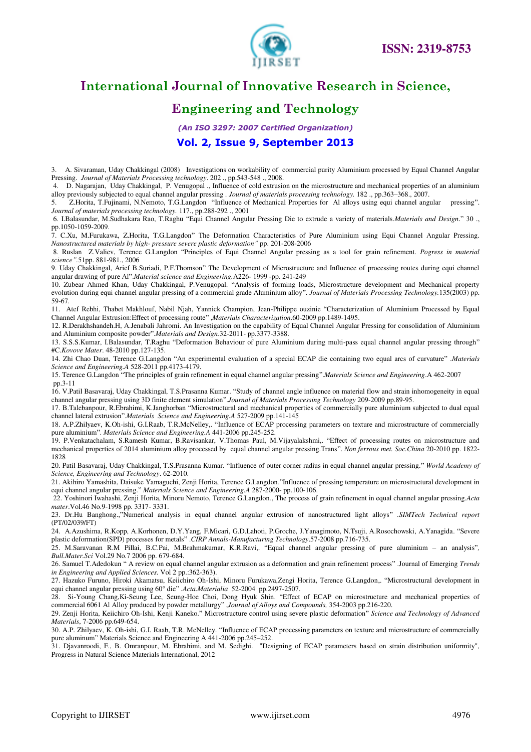3. A. Sivaraman, Uday Chakkingal (2008) Investigations on workability of commercial purity Aluminium processed by Equal Channel Angular Pressing. *Journal of Materials Processing technology*. 202 ., pp.543-548 ., 2008.

4. D. Nagarajan, Uday Chakkingal, P. Venugopal ., Influence of cold extrusion on the microstructure and mechanical properties of an aluminium alloy previously subjected to equal channel angular pressing . *Journal of materials processing technology.* 182 ., pp.363–368., 2007.

5. Z.Horita, T.Fujinami, N.Nemoto, T.G.Langdon "Influence of Mechanical Properties for Al alloys using equi channel angular pressing". *Journal of materials processing technology.* 117., pp.288-292 ., 2001

6. I.Balasundar, M.Sudhakara Rao, T.Raghu "Equi Channel Angular Pressing Die to extrude a variety of materials.*Materials and Design*." 30 ., pp.1050-1059-2009.

7. C.Xu, M.Furukawa, Z.Horita, T.G.Langdon" The Deformation Characteristics of Pure Aluminium using Equi Channel Angular Pressing. *Nanostructured materials by high- pressure severe plastic deformation"* pp. 201-208-2006

8. Ruslan Z.Valiev, Terence G.Langdon "Principles of Equi Channel Angular pressing as a tool for grain refinement. *Pogress in material science".*51pp. 881-981., 2006

9. Uday Chakkingal, Arief B.Suriadi, P.F.Thomson" The Development of Microstructure and Influence of processing routes during equi channel angular drawing of pure Al".*Material science and Engineering.*A226- 1999 -pp. 241-249

10. Zubear Ahmed Khan, Uday Chakkingal, P.Venugopal. "Analysis of forming loads, Microstructure development and Mechanical property evolution during equi channel angular pressing of a commercial grade Aluminium alloy". *Journal of Materials Processing Technology.*135(2003) pp. 59-67.

11. Atef Rebhi, Thabet Makhlouf, Nabil Njah, Yannick Champion, Jean-Philippe ouzinie "Characterization of Aluminium Processed by Equal Channel Angular Extrusion:Effect of processing route" ,*Materials Characterization*.60-2009 pp.1489-1495.

12. R.Derakhshandeh.H, A.Jenabali Jahromi. An Investigation on the capability of Equal Channel Angular Pressing for consolidation of Aluminium and Aluminium composite powder".*Materials and Design*.32-2011- pp.3377-3388.

13. S.S.S.Kumar, I.Balasundar, T.Raghu "Deformation Behaviour of pure Aluminium during multi-pass equal channel angular pressing through" #C.*Kovove Mater*. 48-2010 pp.127-135.

14. Zhi Chao Duan, Terence G.Langdon "An experimental evaluation of a special ECAP die containing two equal arcs of curvature" .*Materials Science and Engineering.A* 528-2011 pp.4173-4179.

15. Terence G.Langdon "The principles of grain refinement in equal channel angular pressing".*Materials Science and Engineering*.A 462-2007 pp.3-11

16. V.Patil Basavaraj, Uday Chakkingal, T.S.Prasanna Kumar. "Study of channel angle influence on material flow and strain inhomogeneity in equal channel angular pressing using 3D finite element simulation".*Journal of Materials Processing Technology* 209-2009 pp.89-95.

17. B.Talebanpour, R.Ebrahimi, K.Janghorban "Microstructural and mechanical properties of commercially pure aluminium subjected to dual equal channel lateral extrusion".*Materials Science and Engineering.A* 527-2009 pp.141-145

18. A.P.Zhilyaev, K.Oh-ishi, G.I.Raab, T.R.McNelley,. "Influence of ECAP processing parameters on texture and microstructure of commercially pure aluminium". *Materials Science and Engineering.A* 441-2006 pp.245-252.

19. P.Venkatachalam, S.Ramesh Kumar, B.Ravisankar, V.Thomas Paul, M.Vijayalakshmi,. "Effect of processing routes on microstructure and mechanical properties of 2014 aluminium alloy processed by equal channel angular pressing.Trans". *Non ferrous met. Soc.China* 20-2010 pp. 1822-1828

20. Patil Basavaraj, Uday Chakkingal, T.S.Prasanna Kumar. "Influence of outer corner radius in equal channel angular pressing." *World Academy of Science, Engineering and Technology*. 62-2010.

21. Akihiro Yamashita, Daisuke Yamaguchi, Zenji Horita, Terence G.Langdon."Influence of pressing temperature on microstructural development in equi channel angular pressing." *Materials Science and Engineering.A* 287-2000- pp.100-106.

22. Yoshinori Iwahashi, Zenji Horita, Minoru Nemoto, Terence G.Langdon., The process of grain refinement in equal channel angular pressing.*Acta mater*.Vol.46 No.9-1998 pp. 3317- 3331.

23. Dr.Hu Banghong.,"Numerical analysis in equal channel angular extrusion of nanostructured light alloys" .*SIMTech Technical report* (PT/02/039/FT)

24. A.Azushima, R.Kopp, A.Korhonen, D.Y.Yang, F.Micari, G.D.Lahoti, P.Groche, J.Yanagimoto, N.Tsuji, A.Rosochowski, A.Yanagida. "Severe plastic deformation(SPD) processes for metals" .*CIRP Annals-Manufacturing Technology*.57-2008 pp.716-735.

25. M.Saravanan R.M Pillai, B.C.Pai, M.Brahmakumar, K.R.Ravi,. "Equal channel angular pressing of pure aluminium – an analysis", *Bull.Mater.Sci* Vol.29 No.7 2006 pp. 679-684.

26. Samuel T.Adedokun " A review on equal channel angular extrusion as a deformation and grain refinement process" .Journal of Emerging *Trends in Engineering and Applied Sciences.* Vol 2 pp.:362-363).

27. Hazuko Furuno, Hiroki Akamatsu, Keiichiro Oh-Ishi, Minoru Furukawa,Zengi Horita, Terence G.Langdon,. "Microstructural development in equi channel angular pressing using 60° die" .*Acta.Materialia* 52-2004 pp.2497-2507.

28. Si-Young Chang,Ki-Seung Lee, Seung-Hoe Choi, Dong Hyuk Shin. "Effect of ECAP on microstructure and mechanical properties of commercial 6061 Al Alloy produced by powder metallurgy" ,*Journal of Alloys and Compounds,* 354-2003 pp.216-220.

29. Zenji Horita, Keiichiro Oh-Ishi, Kenji Kaneko." Microstructure control using severe plastic deformation" *Science and Technology of Advanced Materials*, 7-2006 pp.649-654.

30. A.P. Zhilyaev, K. Oh-ishi, G.I. Raab, T.R. McNelley. "Influence of ECAP processing parameters on texture and microstructure of commercially pure aluminum" Materials Science and Engineering A 441-2006 pp.245–252.

31. Djavanroodi, F., B. Omranpour, M. Ebrahimi, and M. Sedighi. "Designing of ECAP parameters based on strain distribution uniformity", Progress in Natural Science Materials International, 2012